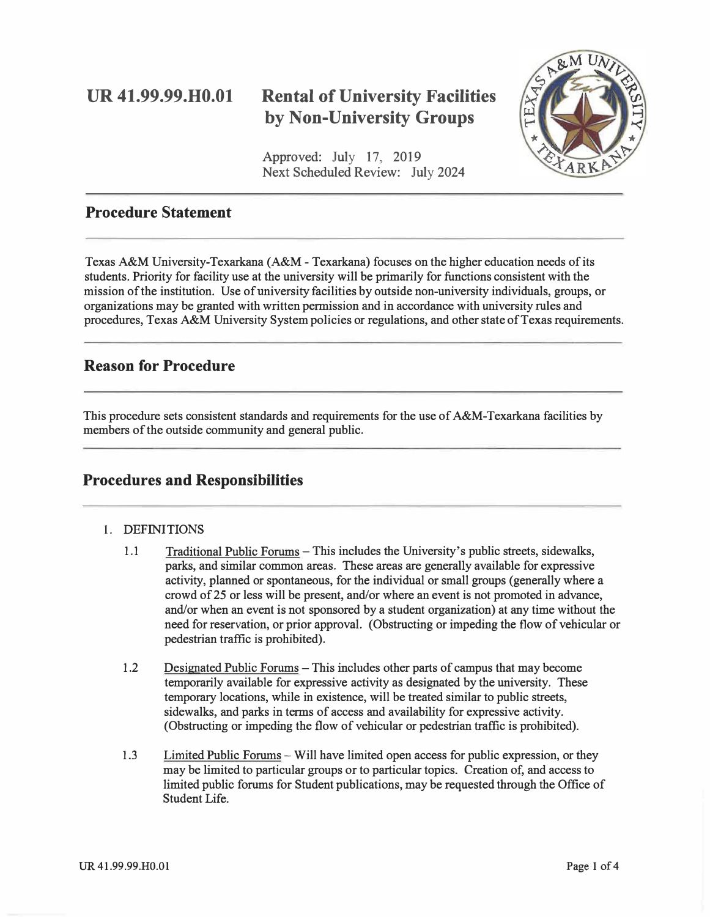# UR 41.99.99.H0.01 Rental of University Facilities by Non-University Groups

Approved: July 17, 2019
Next Scheduled Review: July 2024

## Procedure Statement

Texas A&M University-Texarkana (A&M - Texarkana) focuses on the higher education needs of its students. Priority for facility use at the university will be primarily for functions consistent with the mission of the institution. Use of university facilities by outside non-university individuals, groups, or organizations may be granted with written permission and in accordance with university rules and procedures, Texas A&M University System policies or regulations, and other state of Texas requirements.

## Reason for Procedure

This procedure sets consistent standards and requirements for the use of A&M-Texarkana facilities by members of the outside community and general public.

## Procedures and Responsibilities

1. DEFINITIONS

   1.1 Traditional Public Forums – This includes the University's public streets, sidewalks, parks, and similar common areas. These areas are generally available for expressive activity, planned or spontaneous, for the individual or small groups (generally where a crowd of 25 or less will be present, and/or where an event is not promoted in advance, and/or when an event is not sponsored by a student organization) at any time without the need for reservation, or prior approval. (Obstructing or impeding the flow of vehicular or pedestrian traffic is prohibited).

   1.2 Designated Public Forums – This includes other parts of campus that may become temporarily available for expressive activity as designated by the university. These temporary locations, while in existence, will be treated similar to public streets, sidewalks, and parks in terms of access and availability for expressive activity. (Obstructing or impeding the flow of vehicular or pedestrian traffic is prohibited).

   1.3 Limited Public Forums – Will have limited open access for public expression, or they may be limited to particular groups or to particular topics. Creation of, and access to limited public forums for Student publications, may be requested through the Office of Student Life.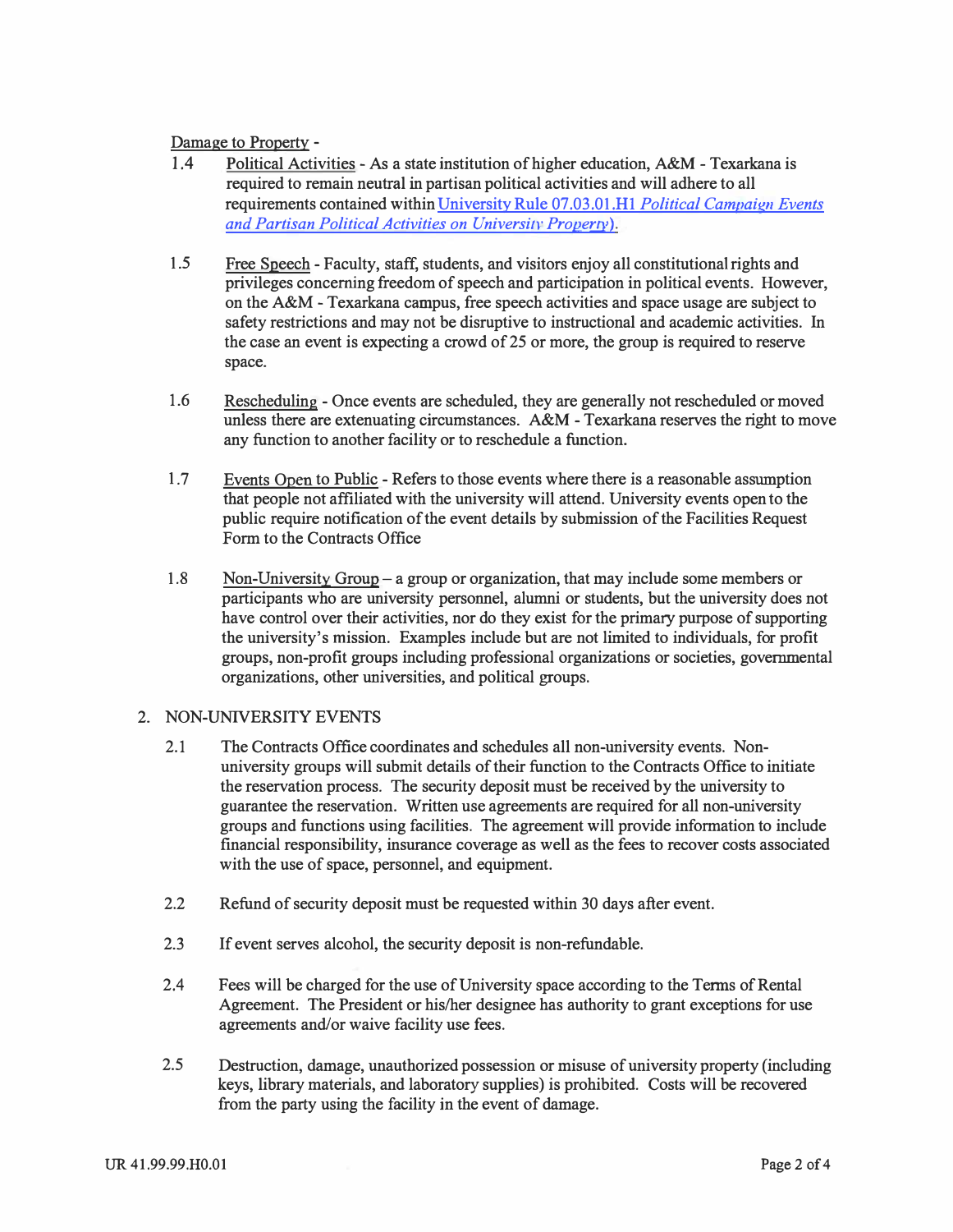Damage to Property -

1.4 Political Activities - As a state institution of higher education, A&M - Texarkana is required to remain neutral in partisan political activities and will adhere to all requirements contained within University Rule 07.03.01.H1 *Political Campaign Events and Partisan Political Activities on University Property*).

1.5 Free Speech - Faculty, staff, students, and visitors enjoy all constitutional rights and privileges concerning freedom of speech and participation in political events. However, on the A&M - Texarkana campus, free speech activities and space usage are subject to safety restrictions and may not be disruptive to instructional and academic activities. In the case an event is expecting a crowd of 25 or more, the group is required to reserve space.

1.6 Rescheduling - Once events are scheduled, they are generally not rescheduled or moved unless there are extenuating circumstances. A&M - Texarkana reserves the right to move any function to another facility or to reschedule a function.

1.7 Events Open to Public - Refers to those events where there is a reasonable assumption that people not affiliated with the university will attend. University events open to the public require notification of the event details by submission of the Facilities Request Form to the Contracts Office

1.8 Non-University Group – a group or organization, that may include some members or participants who are university personnel, alumni or students, but the university does not have control over their activities, nor do they exist for the primary purpose of supporting the university's mission. Examples include but are not limited to individuals, for profit groups, non-profit groups including professional organizations or societies, governmental organizations, other universities, and political groups.

2. NON-UNIVERSITY EVENTS

2.1 The Contracts Office coordinates and schedules all non-university events. Non-university groups will submit details of their function to the Contracts Office to initiate the reservation process. The security deposit must be received by the university to guarantee the reservation. Written use agreements are required for all non-university groups and functions using facilities. The agreement will provide information to include financial responsibility, insurance coverage as well as the fees to recover costs associated with the use of space, personnel, and equipment.

2.2 Refund of security deposit must be requested within 30 days after event.

2.3 If event serves alcohol, the security deposit is non-refundable.

2.4 Fees will be charged for the use of University space according to the Terms of Rental Agreement. The President or his/her designee has authority to grant exceptions for use agreements and/or waive facility use fees.

2.5 Destruction, damage, unauthorized possession or misuse of university property (including keys, library materials, and laboratory supplies) is prohibited. Costs will be recovered from the party using the facility in the event of damage.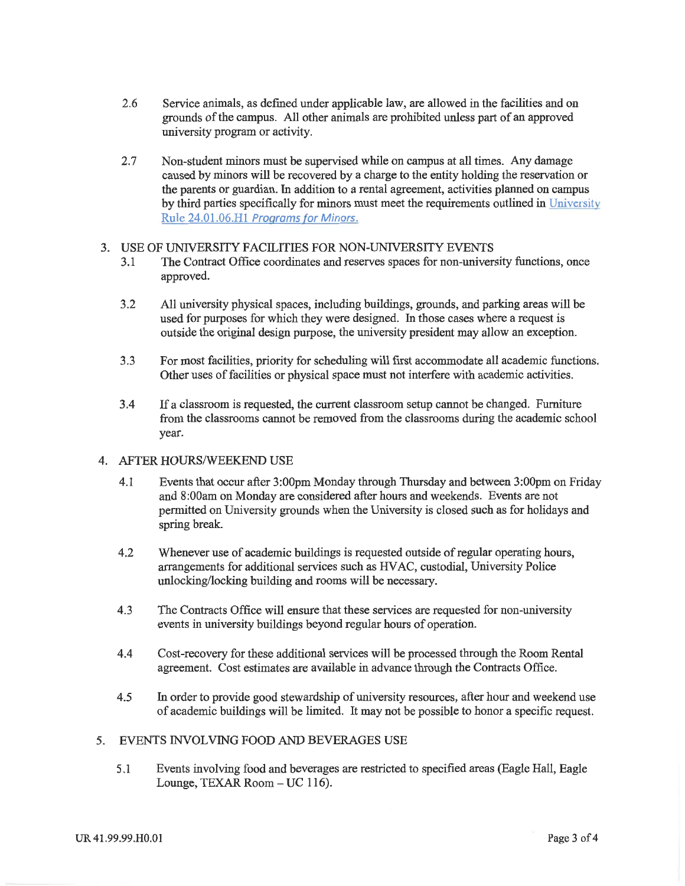2.6 Service animals, as defined under applicable law, are allowed in the facilities and on grounds of the campus. All other animals are prohibited unless part of an approved university program or activity.

2.7 Non-student minors must be supervised while on campus at all times. Any damage caused by minors will be recovered by a charge to the entity holding the reservation or the parents or guardian. In addition to a rental agreement, activities planned on campus by third parties specifically for minors must meet the requirements outlined in University Rule 24.01.06.H1 *Programs for Minors.*

## 3. USE OF UNIVERSITY FACILITIES FOR NON-UNIVERSITY EVENTS

3.1 The Contract Office coordinates and reserves spaces for non-university functions, once approved.

3.2 All university physical spaces, including buildings, grounds, and parking areas will be used for purposes for which they were designed. In those cases where a request is outside the original design purpose, the university president may allow an exception.

3.3 For most facilities, priority for scheduling will first accommodate all academic functions. Other uses of facilities or physical space must not interfere with academic activities.

3.4 If a classroom is requested, the current classroom setup cannot be changed. Furniture from the classrooms cannot be removed from the classrooms during the academic school year.

## 4. AFTER HOURS/WEEKEND USE

4.1 Events that occur after 3:00pm Monday through Thursday and between 3:00pm on Friday and 8:00am on Monday are considered after hours and weekends. Events are not permitted on University grounds when the University is closed such as for holidays and spring break.

4.2 Whenever use of academic buildings is requested outside of regular operating hours, arrangements for additional services such as HVAC, custodial, University Police unlocking/locking building and rooms will be necessary.

4.3 The Contracts Office will ensure that these services are requested for non-university events in university buildings beyond regular hours of operation.

4.4 Cost-recovery for these additional services will be processed through the Room Rental agreement. Cost estimates are available in advance through the Contracts Office.

4.5 In order to provide good stewardship of university resources, after hour and weekend use of academic buildings will be limited. It may not be possible to honor a specific request.

## 5. EVENTS INVOLVING FOOD AND BEVERAGES USE

5.1 Events involving food and beverages are restricted to specified areas (Eagle Hall, Eagle Lounge, TEXAR Room – UC 116).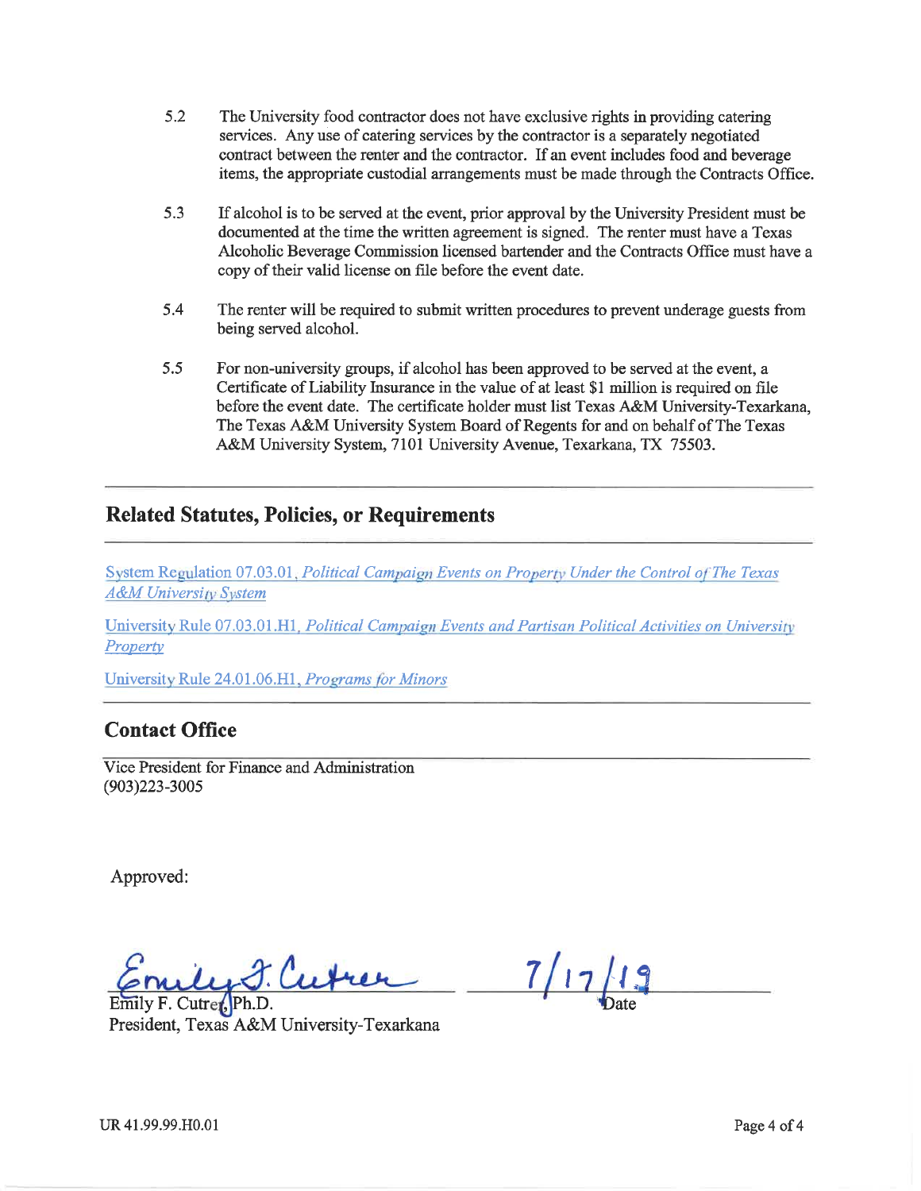5.2 The University food contractor does not have exclusive rights in providing catering services. Any use of catering services by the contractor is a separately negotiated contract between the renter and the contractor. If an event includes food and beverage items, the appropriate custodial arrangements must be made through the Contracts Office.

5.3 If alcohol is to be served at the event, prior approval by the University President must be documented at the time the written agreement is signed. The renter must have a Texas Alcoholic Beverage Commission licensed bartender and the Contracts Office must have a copy of their valid license on file before the event date.

5.4 The renter will be required to submit written procedures to prevent underage guests from being served alcohol.

5.5 For non-university groups, if alcohol has been approved to be served at the event, a Certificate of Liability Insurance in the value of at least $1 million is required on file before the event date. The certificate holder must list Texas A&M University-Texarkana, The Texas A&M University System Board of Regents for and on behalf of The Texas A&M University System, 7101 University Avenue, Texarkana, TX 75503.

## Related Statutes, Policies, or Requirements

System Regulation 07.03.01, *Political Campaign Events on Property Under the Control of The Texas A&M University System*

University Rule 07.03.01.H1, *Political Campaign Events and Partisan Political Activities on University Property*

University Rule 24.01.06.H1, *Programs for Minors*

## Contact Office

Vice President for Finance and Administration
(903)223-3005

Approved:

Emily F. Cutrer, Ph.D.
President, Texas A&M University-Texarkana

7/17/19
Date

UR 41.99.99.H0.01